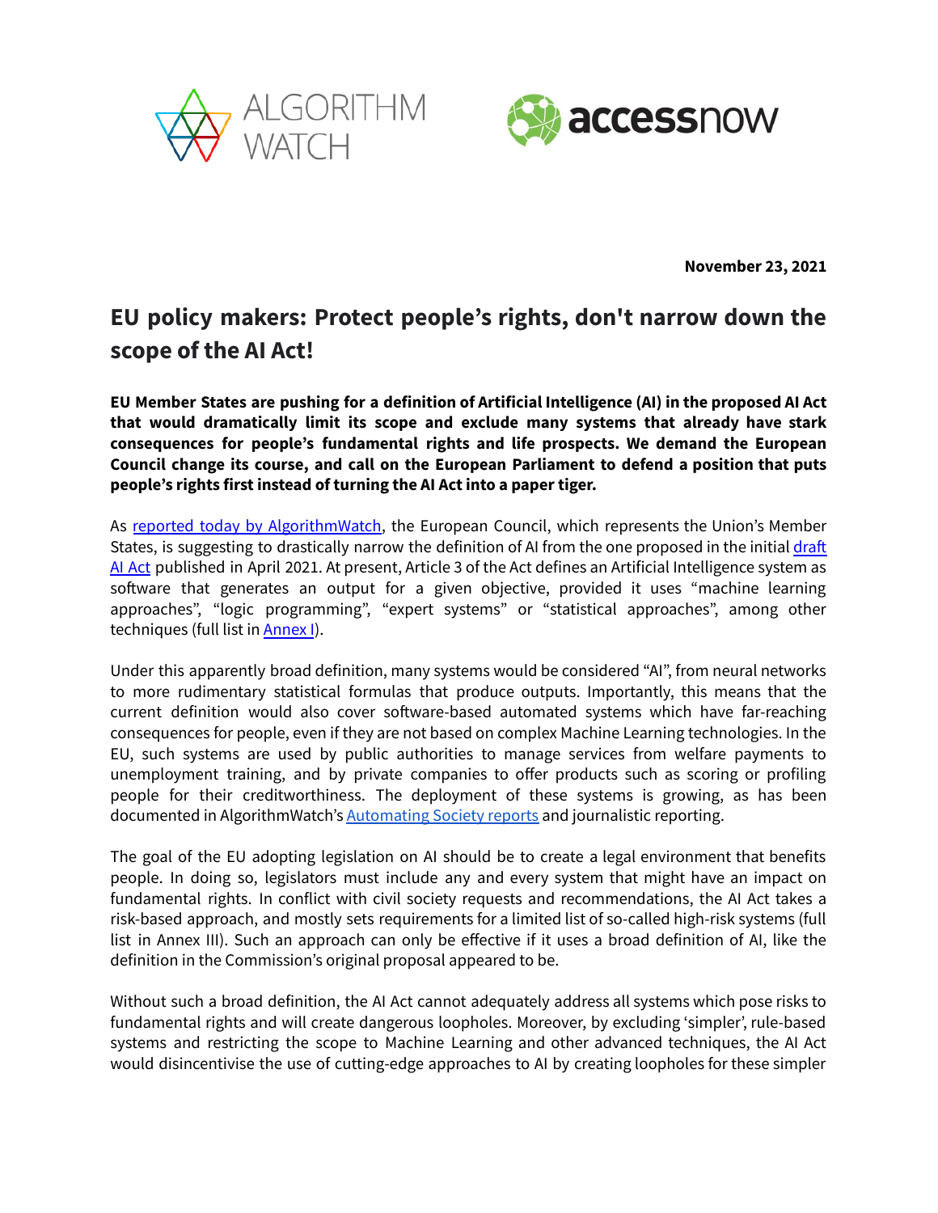ALGORITHM WATCH accessnow

**November 23, 2021**

# EU policy makers: Protect people's rights, don't narrow down the scope of the AI Act!

**EU Member States are pushing for a definition of Artificial Intelligence (AI) in the proposed AI Act that would dramatically limit its scope and exclude many systems that already have stark consequences for people's fundamental rights and life prospects. We demand the European Council change its course, and call on the European Parliament to defend a position that puts people's rights first instead of turning the AI Act into a paper tiger.**

As reported today by AlgorithmWatch, the European Council, which represents the Union's Member States, is suggesting to drastically narrow the definition of AI from the one proposed in the initial draft AI Act published in April 2021. At present, Article 3 of the Act defines an Artificial Intelligence system as software that generates an output for a given objective, provided it uses "machine learning approaches", "logic programming", "expert systems" or "statistical approaches", among other techniques (full list in Annex I).

Under this apparently broad definition, many systems would be considered "AI", from neural networks to more rudimentary statistical formulas that produce outputs. Importantly, this means that the current definition would also cover software-based automated systems which have far-reaching consequences for people, even if they are not based on complex Machine Learning technologies. In the EU, such systems are used by public authorities to manage services from welfare payments to unemployment training, and by private companies to offer products such as scoring or profiling people for their creditworthiness. The deployment of these systems is growing, as has been documented in AlgorithmWatch's Automating Society reports and journalistic reporting.

The goal of the EU adopting legislation on AI should be to create a legal environment that benefits people. In doing so, legislators must include any and every system that might have an impact on fundamental rights. In conflict with civil society requests and recommendations, the AI Act takes a risk-based approach, and mostly sets requirements for a limited list of so-called high-risk systems (full list in Annex III). Such an approach can only be effective if it uses a broad definition of AI, like the definition in the Commission's original proposal appeared to be.

Without such a broad definition, the AI Act cannot adequately address all systems which pose risks to fundamental rights and will create dangerous loopholes. Moreover, by excluding 'simpler', rule-based systems and restricting the scope to Machine Learning and other advanced techniques, the AI Act would disincentivise the use of cutting-edge approaches to AI by creating loopholes for these simpler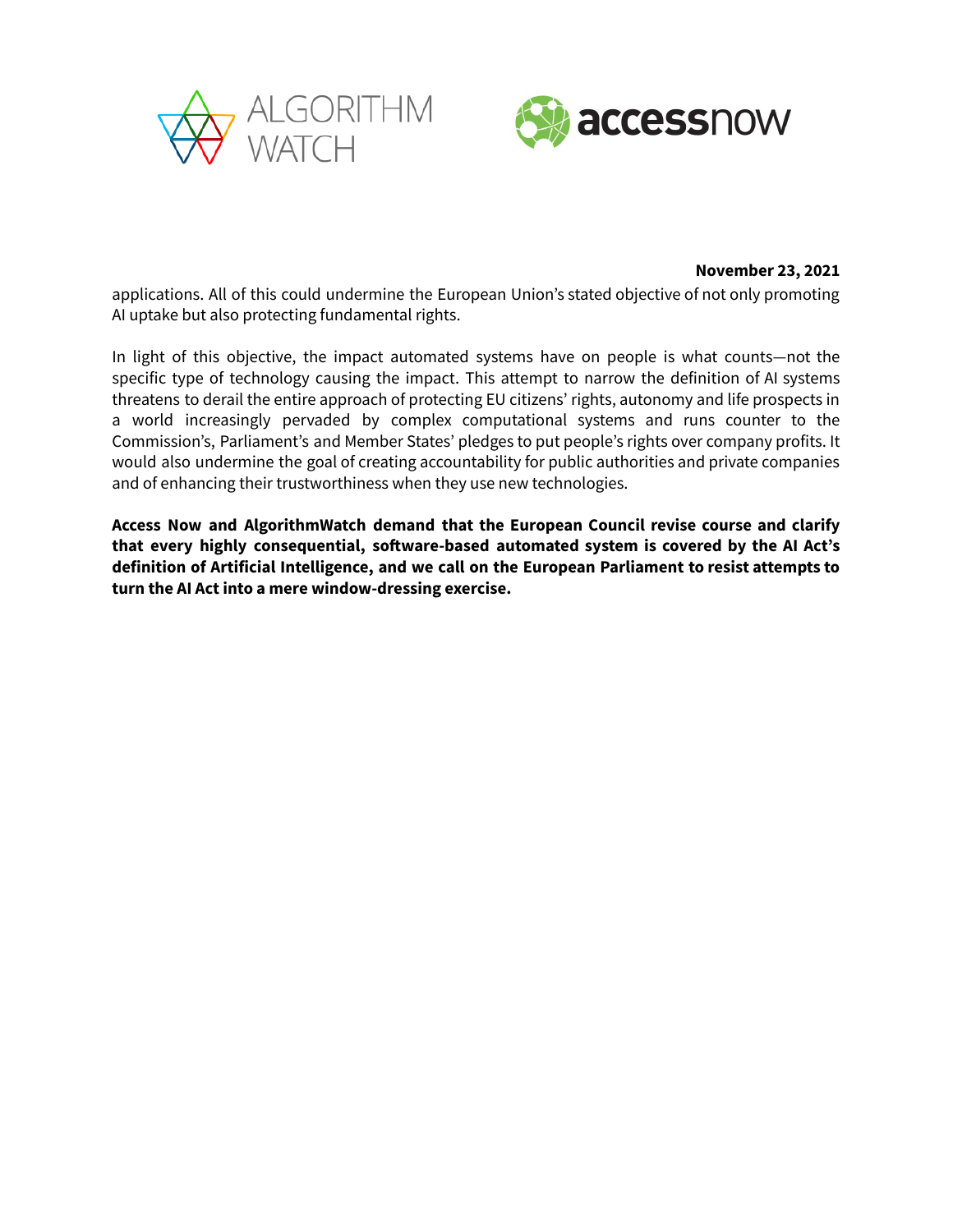**November 23, 2021**

applications. All of this could undermine the European Union's stated objective of not only promoting AI uptake but also protecting fundamental rights.

In light of this objective, the impact automated systems have on people is what counts—not the specific type of technology causing the impact. This attempt to narrow the definition of AI systems threatens to derail the entire approach of protecting EU citizens' rights, autonomy and life prospects in a world increasingly pervaded by complex computational systems and runs counter to the Commission's, Parliament's and Member States' pledges to put people's rights over company profits. It would also undermine the goal of creating accountability for public authorities and private companies and of enhancing their trustworthiness when they use new technologies.

**Access Now and AlgorithmWatch demand that the European Council revise course and clarify that every highly consequential, software-based automated system is covered by the AI Act's definition of Artificial Intelligence, and we call on the European Parliament to resist attempts to turn the AI Act into a mere window-dressing exercise.**